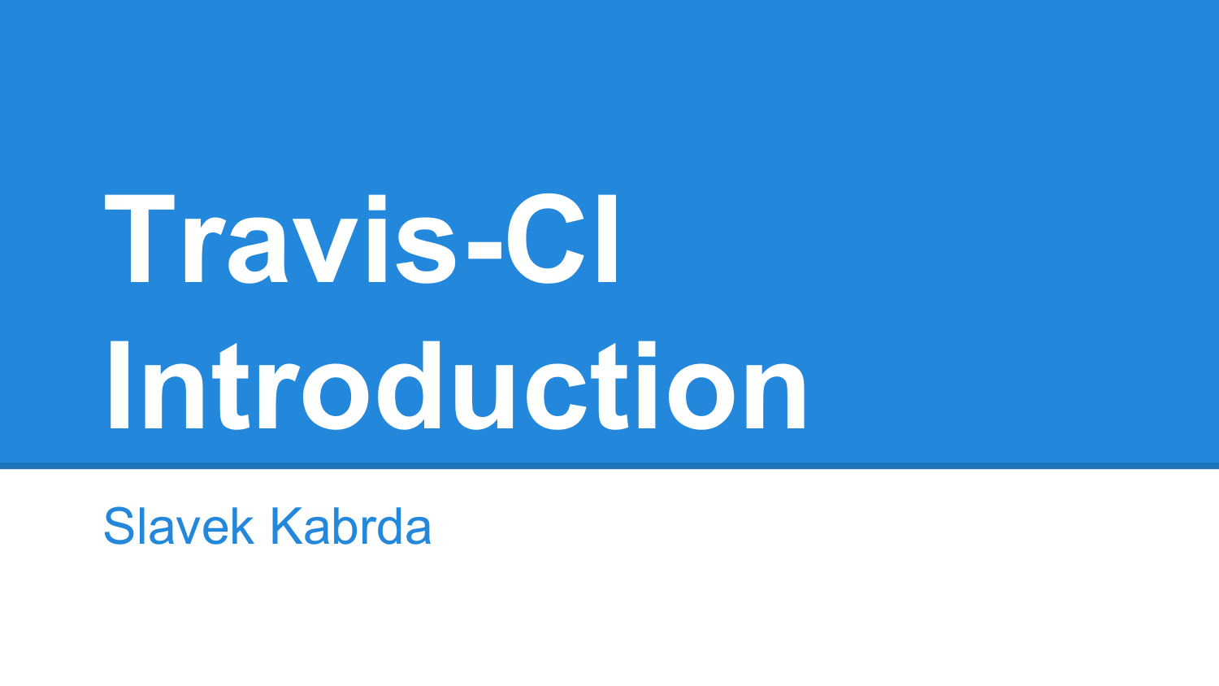# Travis-CI Introduction

Slavek Kabrda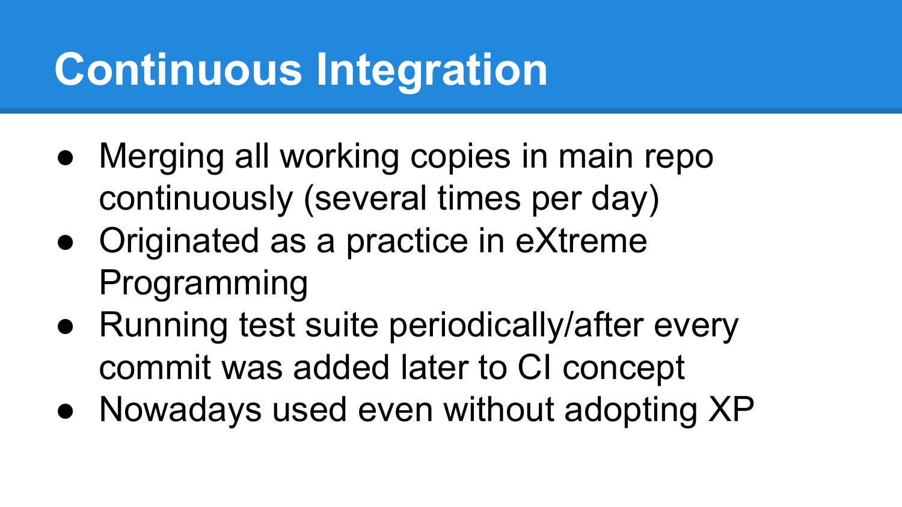# Continuous Integration

- Merging all working copies in main repo continuously (several times per day)
- Originated as a practice in eXtreme Programming
- Running test suite periodically/after every commit was added later to CI concept
- Nowadays used even without adopting XP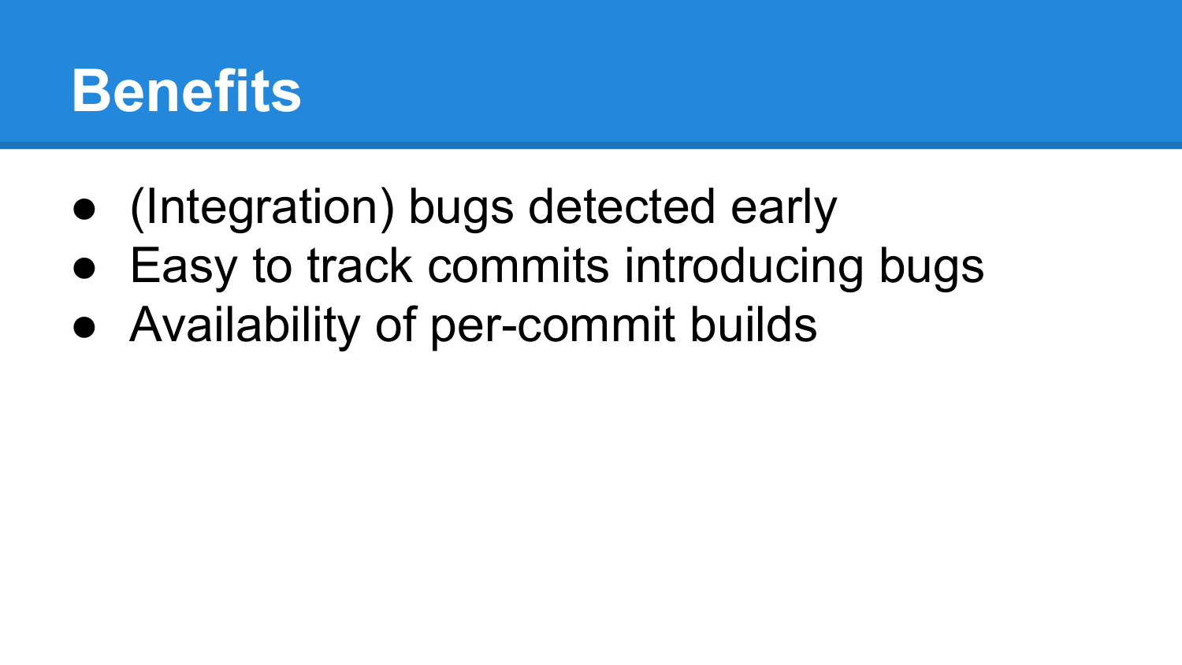# Benefits

- (Integration) bugs detected early
- Easy to track commits introducing bugs
- Availability of per-commit builds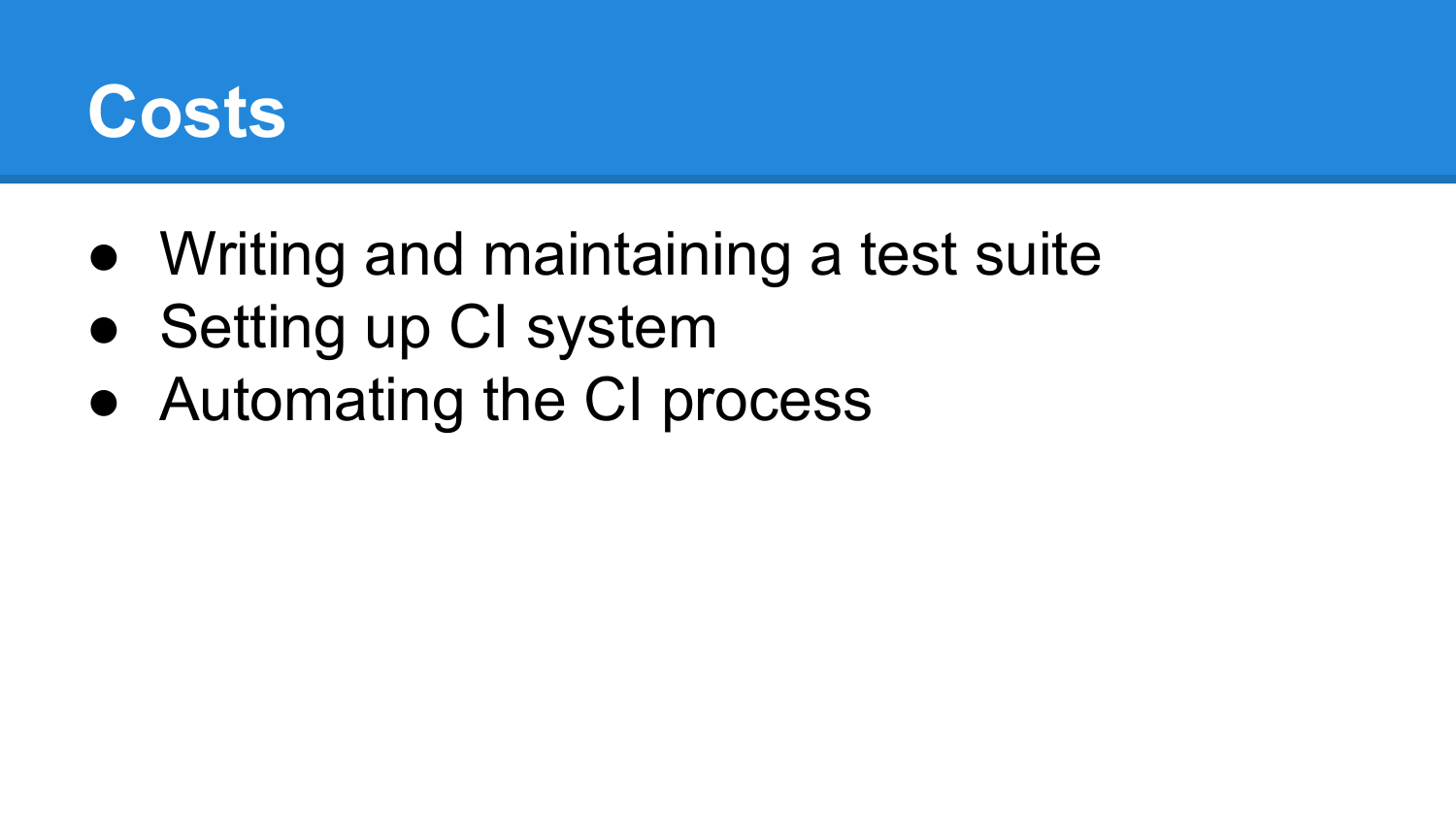# Costs

- Writing and maintaining a test suite
- Setting up CI system
- Automating the CI process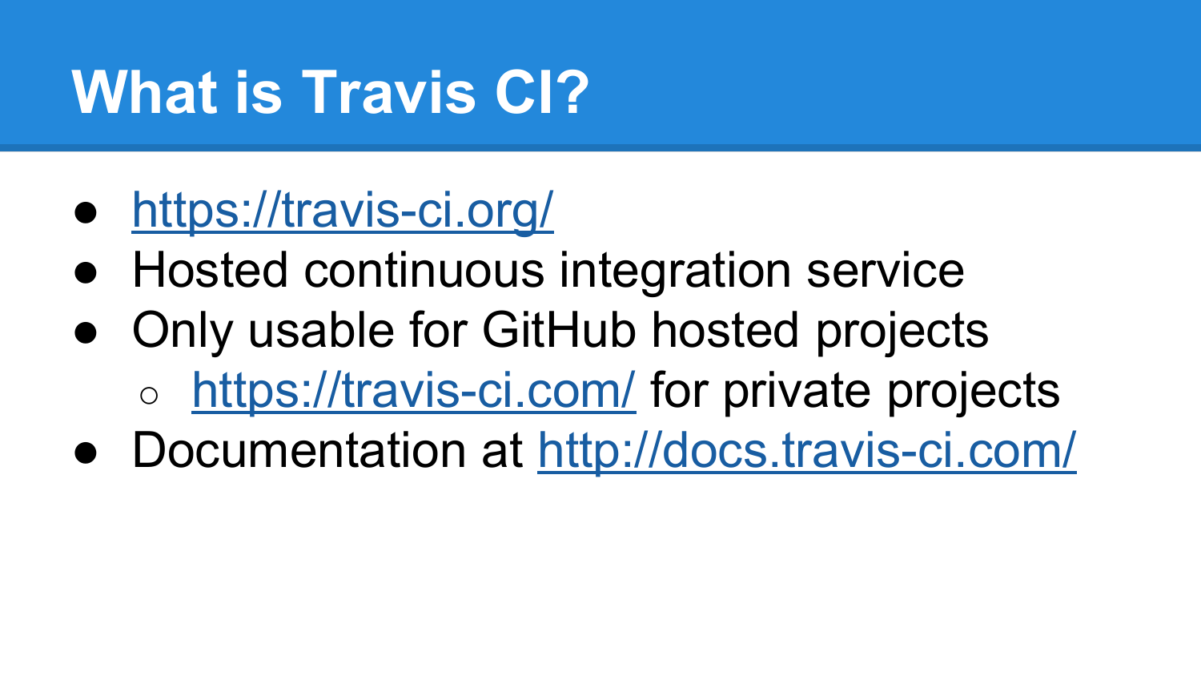# What is Travis CI?

- https://travis-ci.org/
- Hosted continuous integration service
- Only usable for GitHub hosted projects
  - https://travis-ci.com/ for private projects
- Documentation at http://docs.travis-ci.com/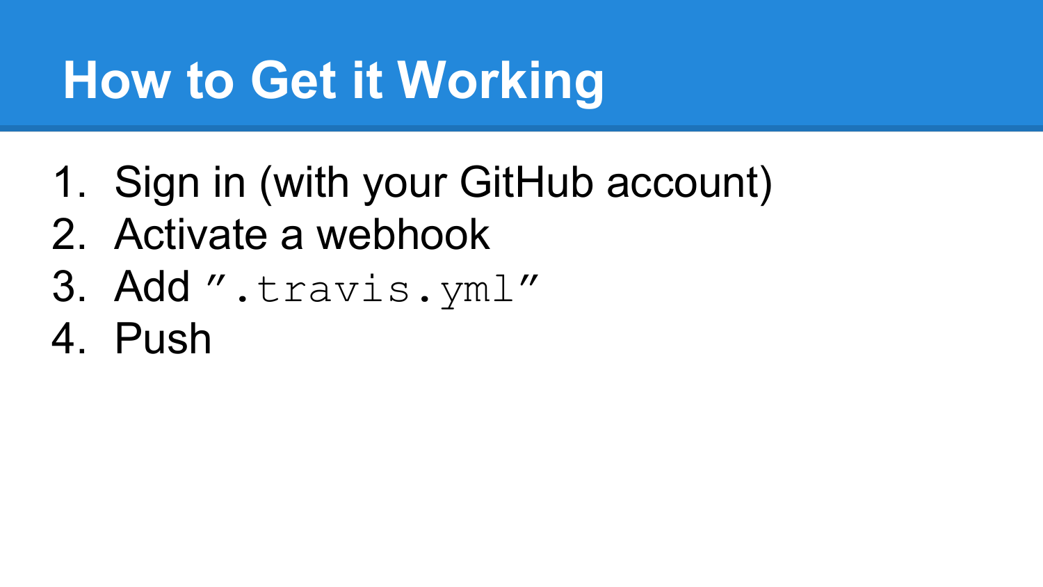# How to Get it Working

1. Sign in (with your GitHub account)
2. Activate a webhook
3. Add ”`.travis.yml`”
4. Push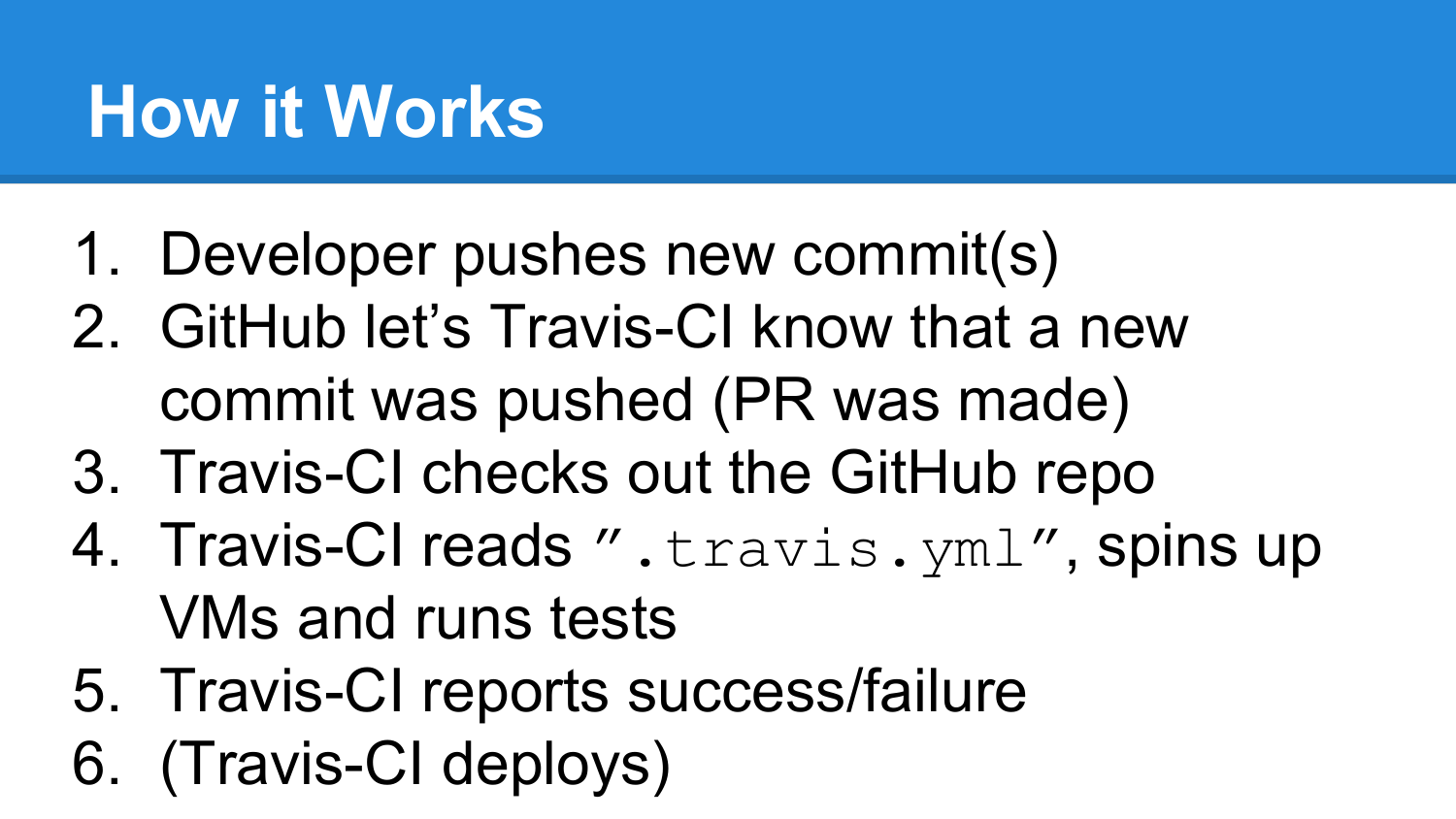# How it Works

1. Developer pushes new commit(s)
2. GitHub let's Travis-CI know that a new commit was pushed (PR was made)
3. Travis-CI checks out the GitHub repo
4. Travis-CI reads ”`.travis.yml`”, spins up VMs and runs tests
5. Travis-CI reports success/failure
6. (Travis-CI deploys)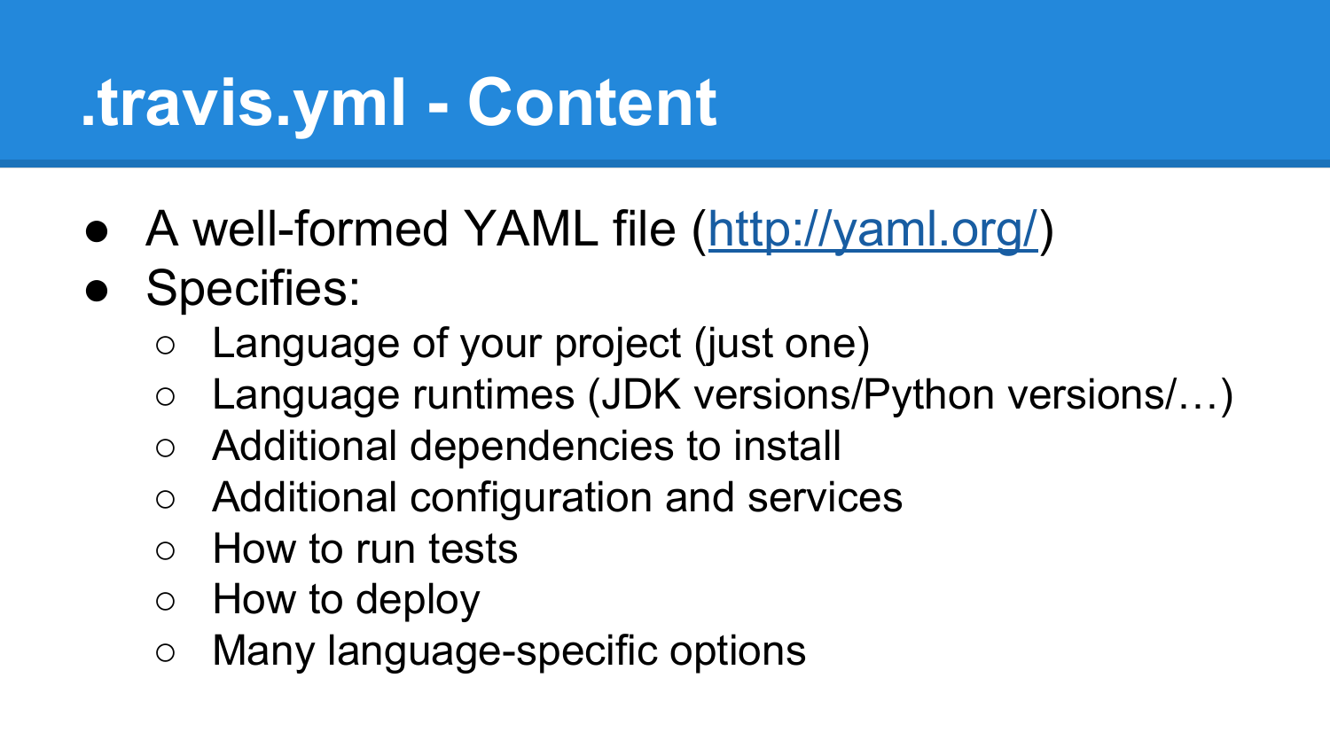# .travis.yml - Content

- A well-formed YAML file ([http://yaml.org/](http://yaml.org/))
- Specifies:
  - Language of your project (just one)
  - Language runtimes (JDK versions/Python versions/…)
  - Additional dependencies to install
  - Additional configuration and services
  - How to run tests
  - How to deploy
  - Many language-specific options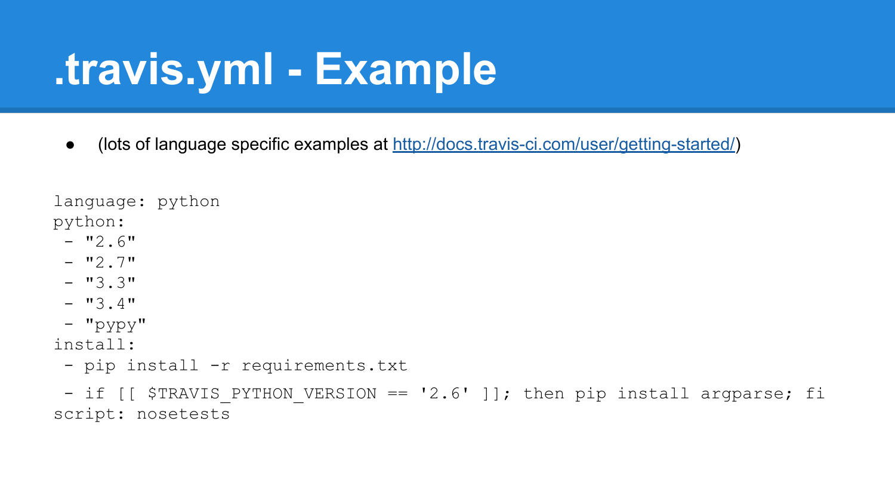# .travis.yml - Example

- (lots of language specific examples at [http://docs.travis-ci.com/user/getting-started/](http://docs.travis-ci.com/user/getting-started/))

```
language: python
python:
 - "2.6"
 - "2.7"
 - "3.3"
 - "3.4"
 - "pypy"
install:
 - pip install -r requirements.txt
 - if [[ $TRAVIS_PYTHON_VERSION == '2.6' ]]; then pip install argparse; fi
script: nosetests
```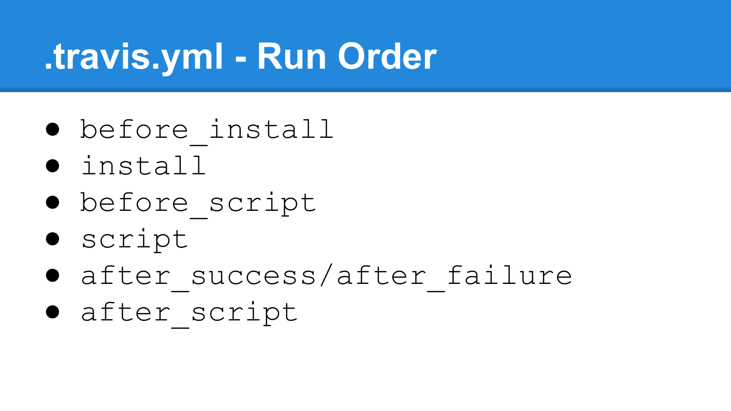# .travis.yml - Run Order

- `before_install`
- `install`
- `before_script`
- `script`
- `after_success/after_failure`
- `after_script`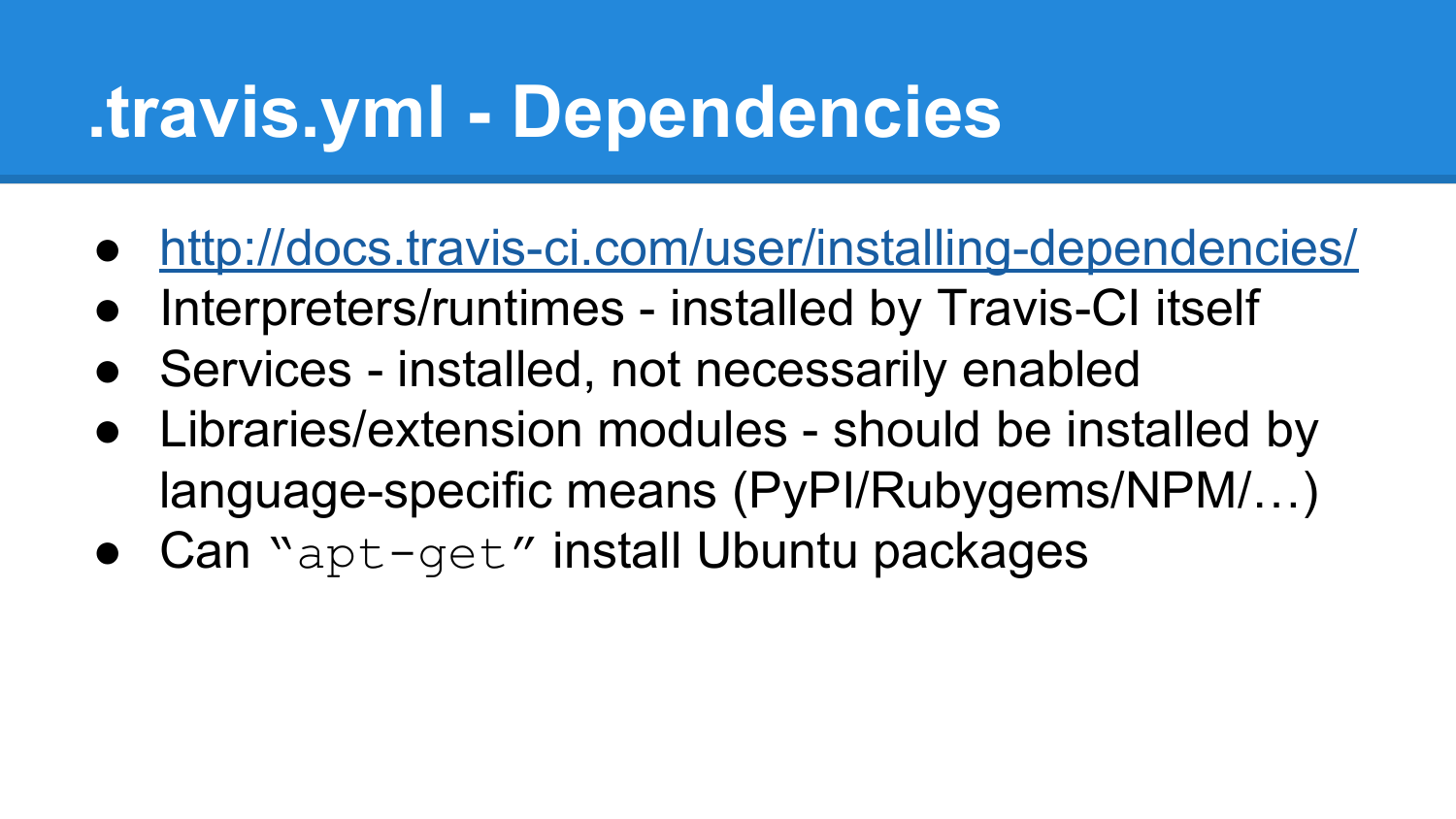# .travis.yml - Dependencies

- http://docs.travis-ci.com/user/installing-dependencies/
- Interpreters/runtimes - installed by Travis-CI itself
- Services - installed, not necessarily enabled
- Libraries/extension modules - should be installed by language-specific means (PyPI/Rubygems/NPM/…)
- Can “`apt-get`” install Ubuntu packages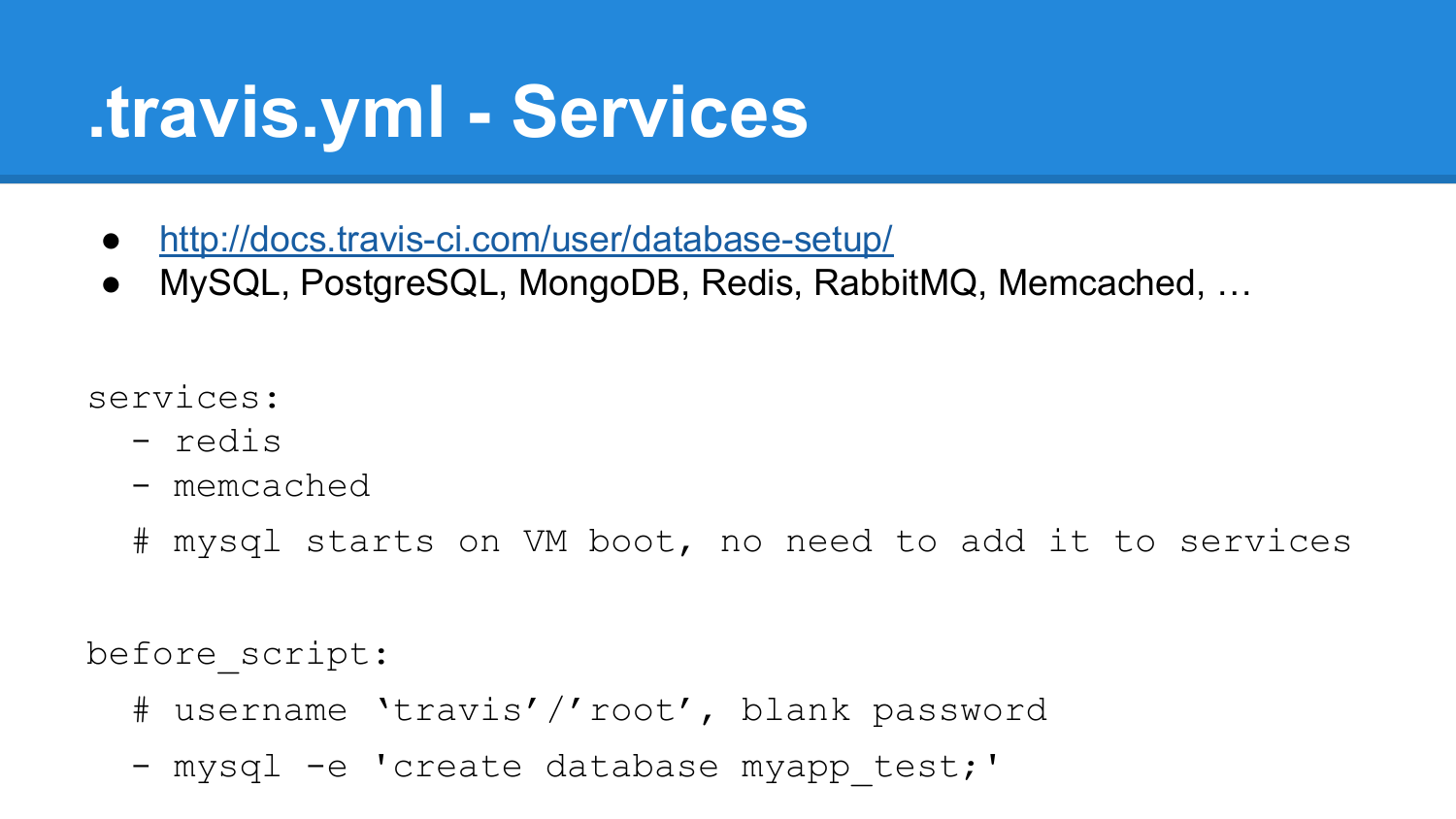# .travis.yml - Services

- http://docs.travis-ci.com/user/database-setup/
- MySQL, PostgreSQL, MongoDB, Redis, RabbitMQ, Memcached, …

```
services:
  - redis
  - memcached
  # mysql starts on VM boot, no need to add it to services

before_script:
  # username ‘travis’/’root’, blank password
  - mysql -e 'create database myapp_test;'
```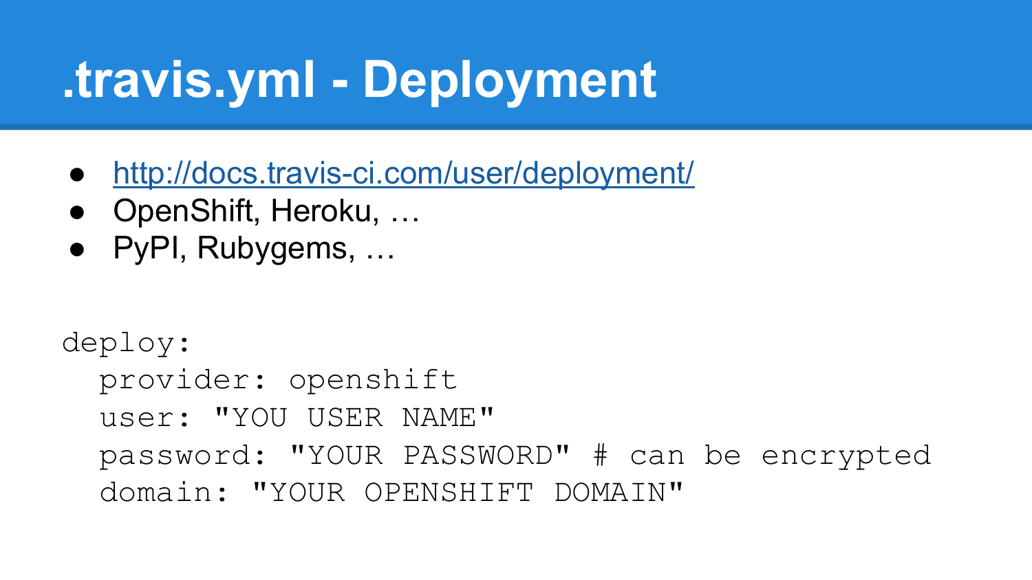# .travis.yml - Deployment

- [http://docs.travis-ci.com/user/deployment/](http://docs.travis-ci.com/user/deployment/)
- OpenShift, Heroku, …
- PyPI, Rubygems, …

```
deploy:
  provider: openshift
  user: "YOU USER NAME"
  password: "YOUR PASSWORD" # can be encrypted
  domain: "YOUR OPENSHIFT DOMAIN"
```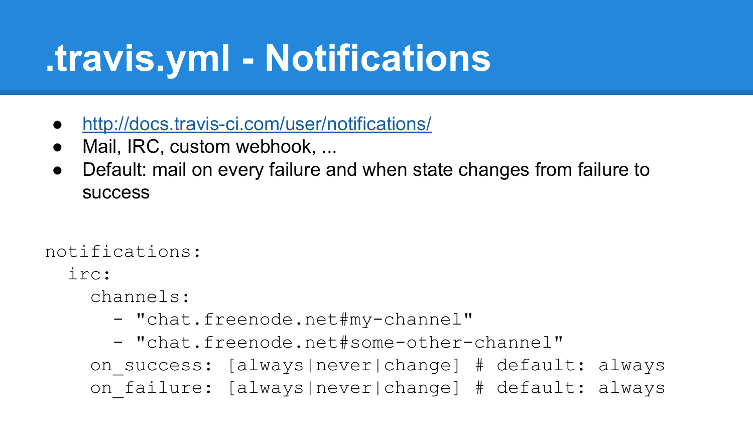# .travis.yml - Notifications

- http://docs.travis-ci.com/user/notifications/
- Mail, IRC, custom webhook, ...
- Default: mail on every failure and when state changes from failure to success

```
notifications:
  irc:
    channels:
      - "chat.freenode.net#my-channel"
      - "chat.freenode.net#some-other-channel"
    on_success: [always|never|change] # default: always
    on_failure: [always|never|change] # default: always
```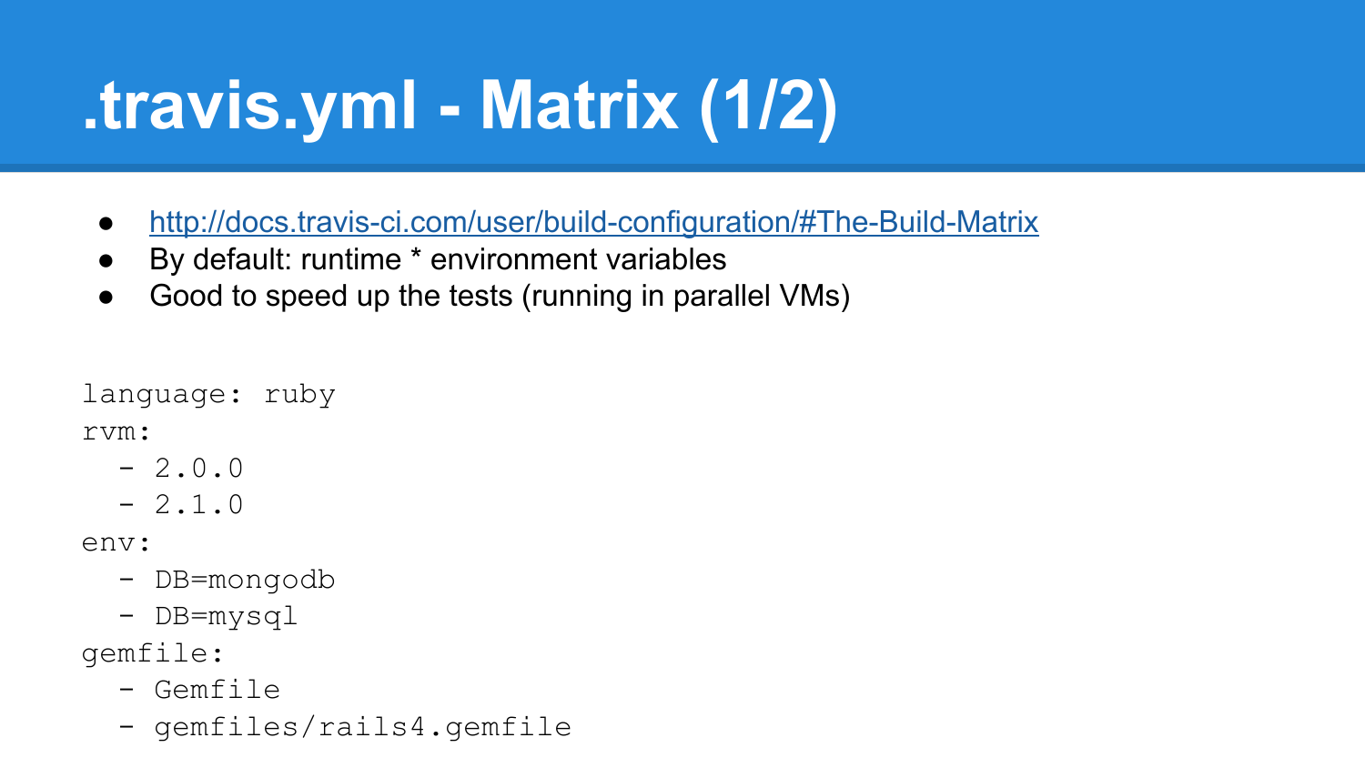# .travis.yml - Matrix (1/2)

- http://docs.travis-ci.com/user/build-configuration/#The-Build-Matrix
- By default: runtime * environment variables
- Good to speed up the tests (running in parallel VMs)

```
language: ruby
rvm:
  - 2.0.0
  - 2.1.0
env:
  - DB=mongodb
  - DB=mysql
gemfile:
  - Gemfile
  - gemfiles/rails4.gemfile
```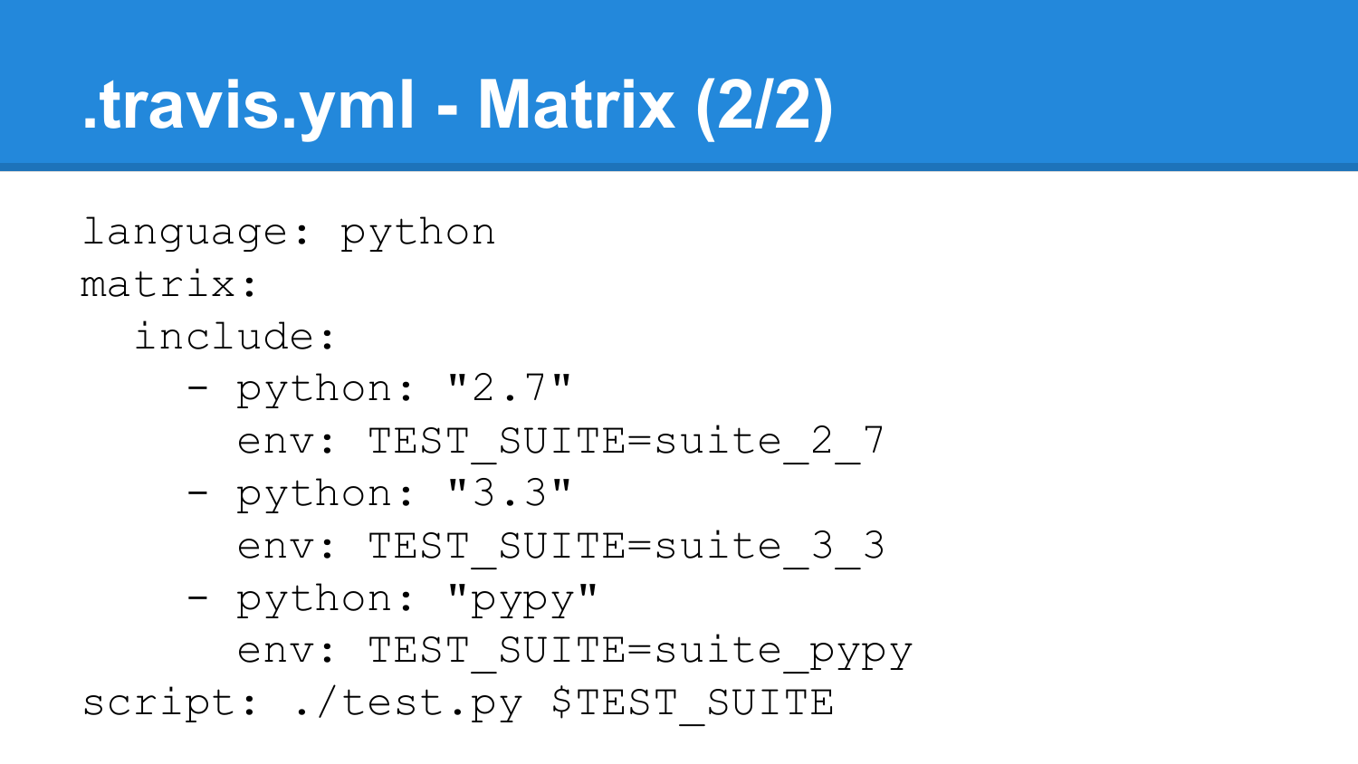# .travis.yml - Matrix (2/2)

```
language: python
matrix:
  include:
    - python: "2.7"
      env: TEST_SUITE=suite_2_7
    - python: "3.3"
      env: TEST_SUITE=suite_3_3
    - python: "pypy"
      env: TEST_SUITE=suite_pypy
script: ./test.py $TEST_SUITE
```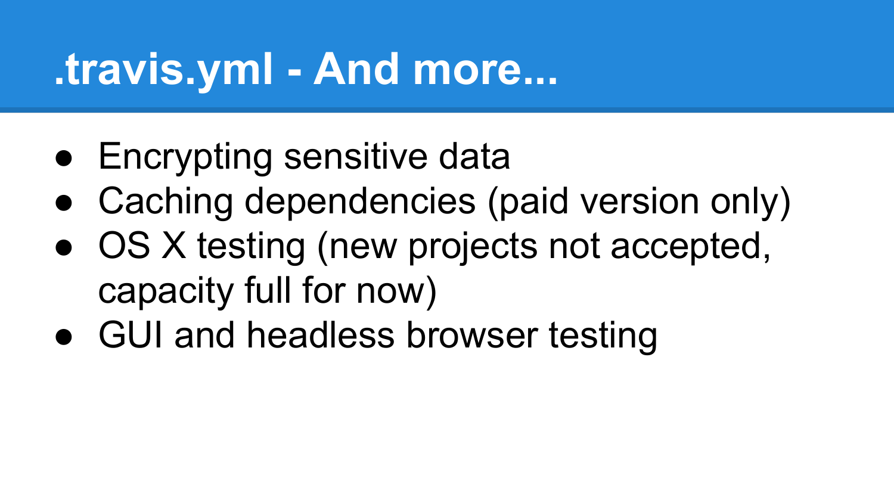# .travis.yml - And more...

- Encrypting sensitive data
- Caching dependencies (paid version only)
- OS X testing (new projects not accepted, capacity full for now)
- GUI and headless browser testing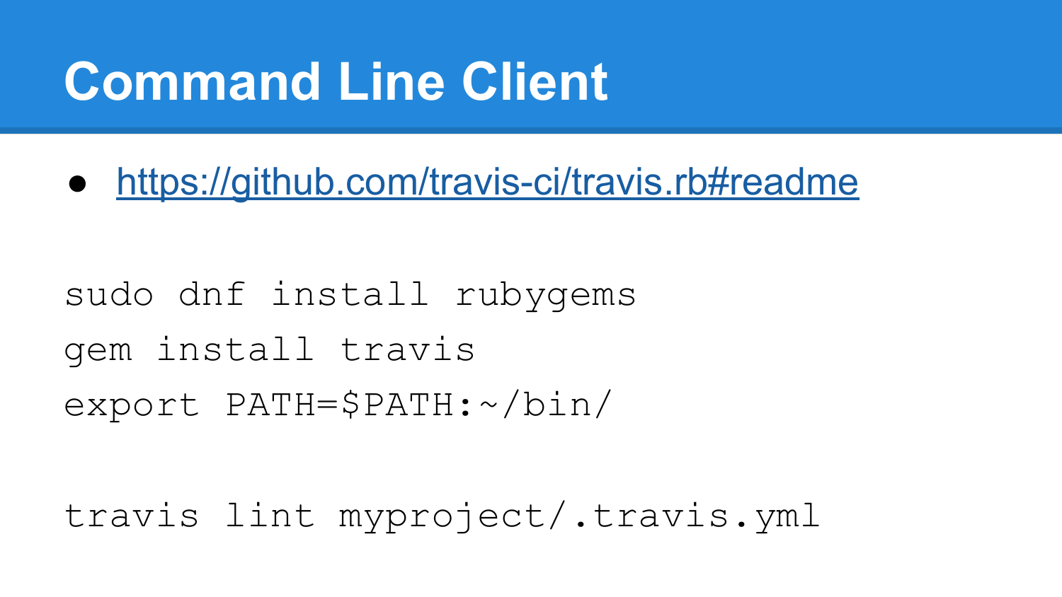# Command Line Client

- https://github.com/travis-ci/travis.rb#readme

```
sudo dnf install rubygems
gem install travis
export PATH=$PATH:~/bin/

travis lint myproject/.travis.yml
```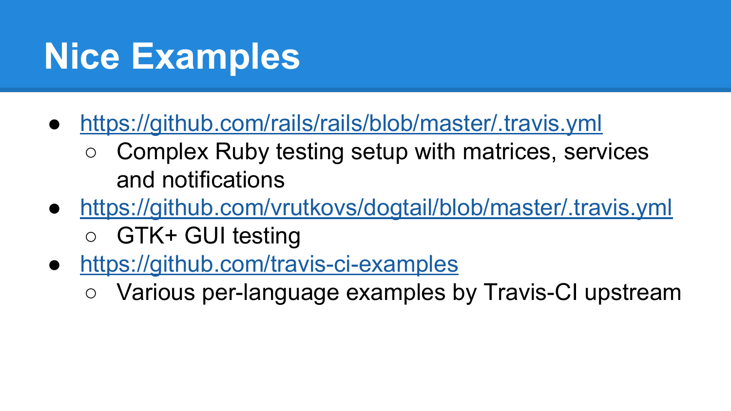# Nice Examples

- https://github.com/rails/rails/blob/master/.travis.yml
  - Complex Ruby testing setup with matrices, services and notifications
- https://github.com/vrutkovs/dogtail/blob/master/.travis.yml
  - GTK+ GUI testing
- https://github.com/travis-ci-examples
  - Various per-language examples by Travis-CI upstream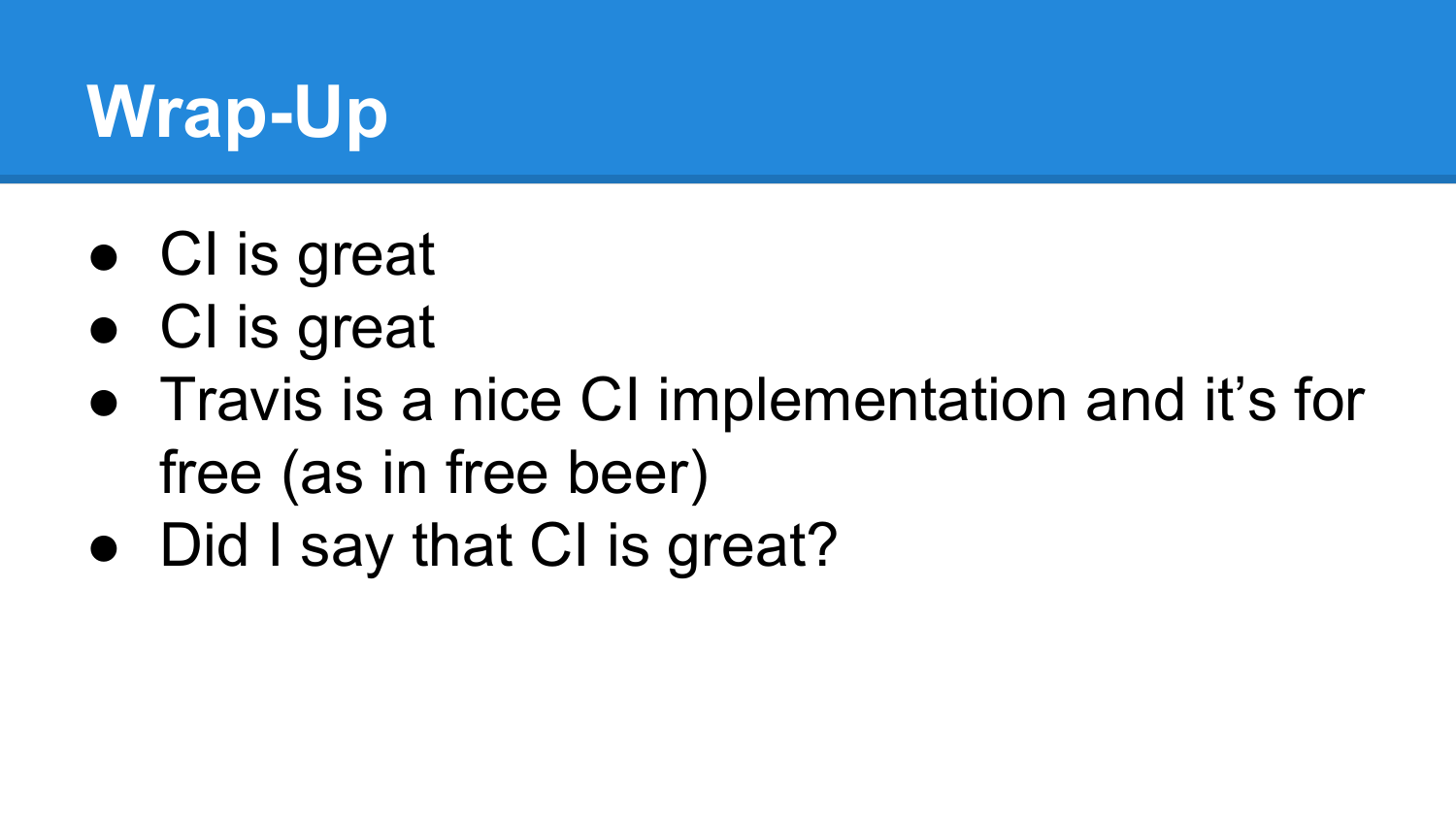# Wrap-Up

- CI is great
- CI is great
- Travis is a nice CI implementation and it’s for free (as in free beer)
- Did I say that CI is great?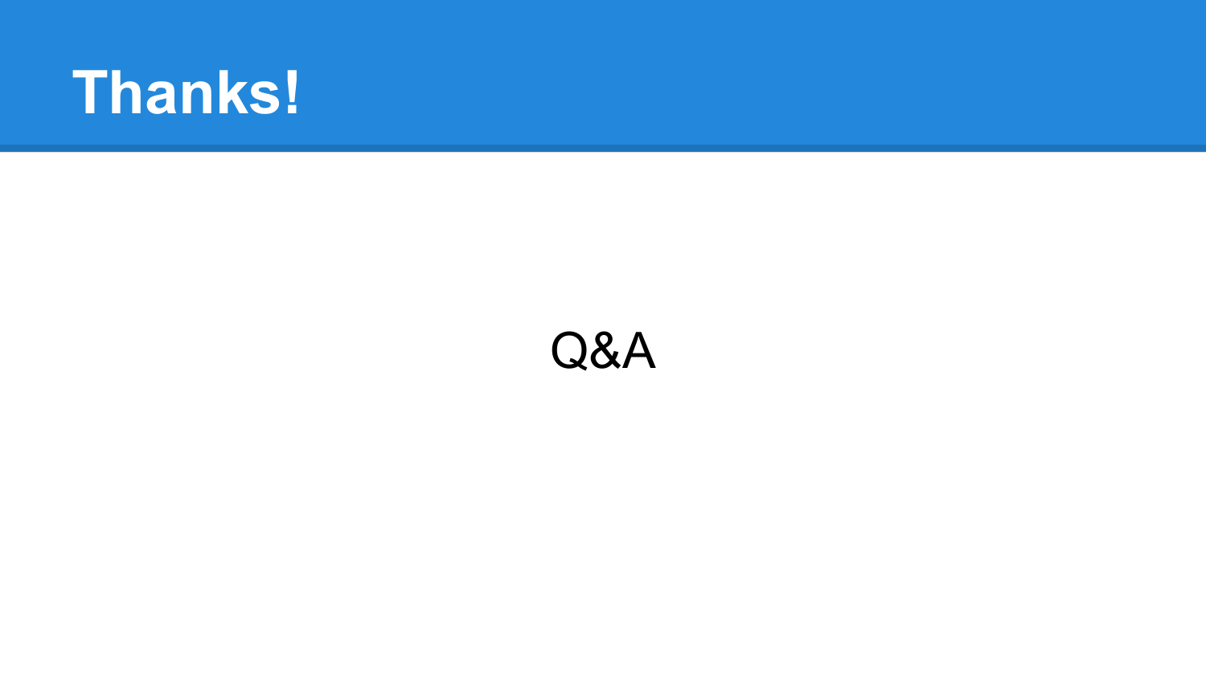# Thanks!

Q&A